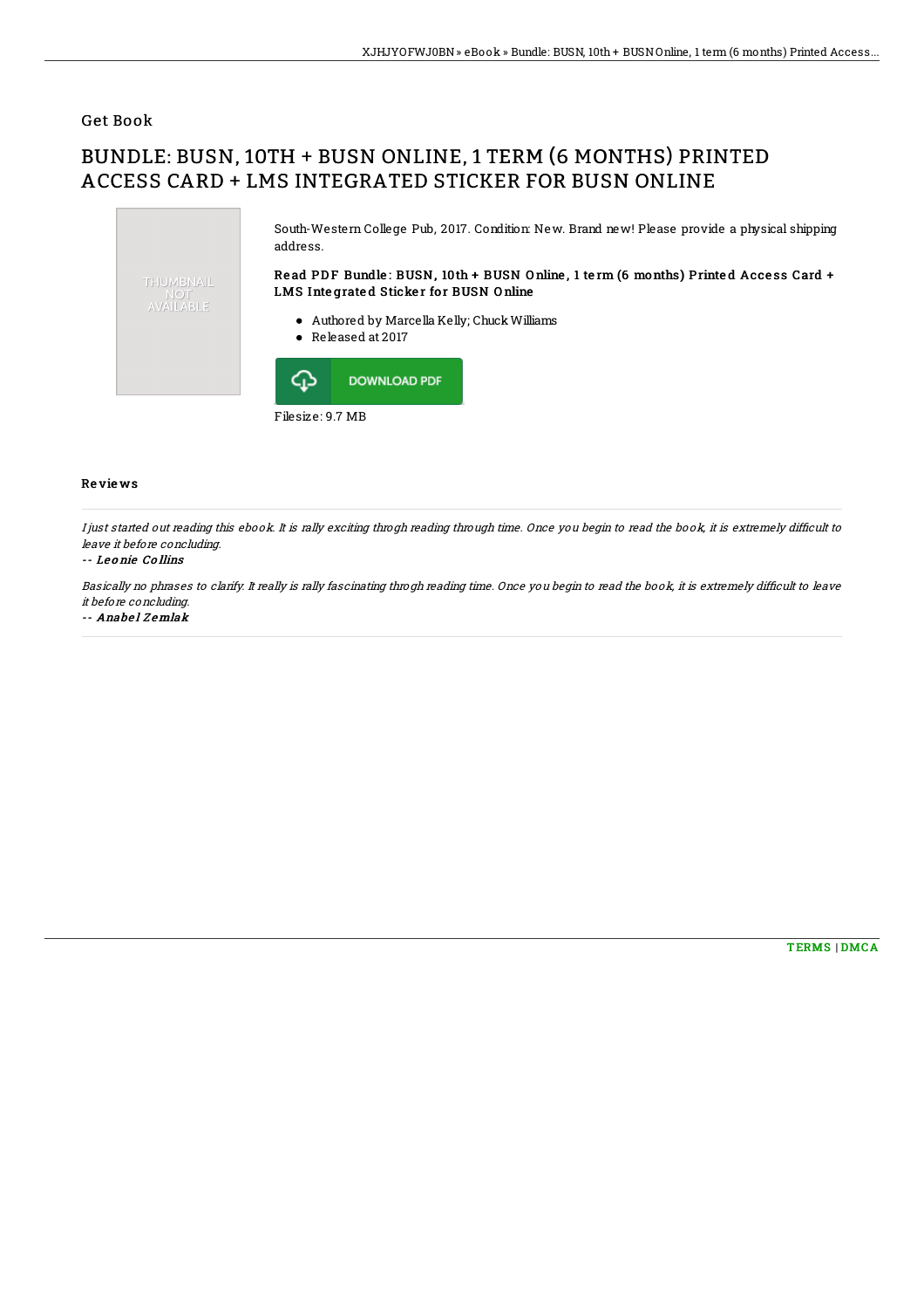## Get Book

# BUNDLE: BUSN, 10TH + BUSN ONLINE, 1 TERM (6 MONTHS) PRINTED ACCESS CARD + LMS INTEGRATED STICKER FOR BUSN ONLINE

THUMBNAIL NOT AVAILABLE

South-Western College Pub, 2017. Condition: New. Brand new! Please provide a physical shipping address.

### Read PDF Bundle: BUSN, 10th + BUSN Online, 1 term (6 months) Printed Access Card + LMS Integrated Sticker for BUSN Online

- Authored by Marcella Kelly; Chuck Williams
- Released at 2017

DOWNLOAD PDF

Filesize: 9.7 MB

### Reviews

*I just started out reading this ebook. It is rally exciting throgh reading through time. Once you begin to read the book, it is extremely difficult to leave it before concluding.*

-- ***Leonie Collins***

*Basically no phrases to clarify. It really is rally fascinating throgh reading time. Once you begin to read the book, it is extremely difficult to leave it before concluding.*

-- ***Anabel Zemlak***

TERMS | DMCA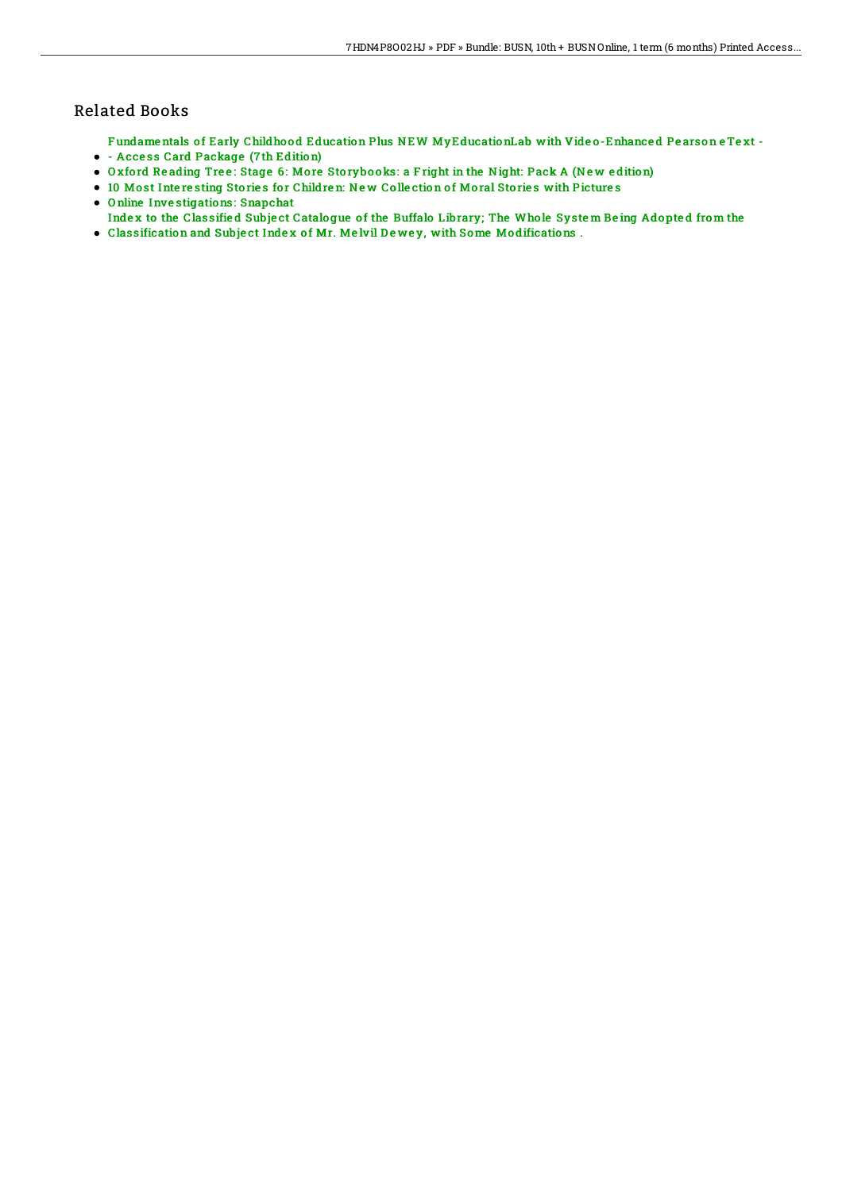## Related Books

- Fundamentals of Early Childhood Education Plus NEW MyEducationLab with Video-Enhanced Pearson eText -- Access Card Package (7th Edition)
- Oxford Reading Tree: Stage 6: More Storybooks: a Fright in the Night: Pack A (New edition)
- 10 Most Interesting Stories for Children: New Collection of Moral Stories with Pictures
- Online Investigations: Snapchat
- Index to the Classified Subject Catalogue of the Buffalo Library; The Whole System Being Adopted from the Classification and Subject Index of Mr. Melvil Dewey, with Some Modifications .